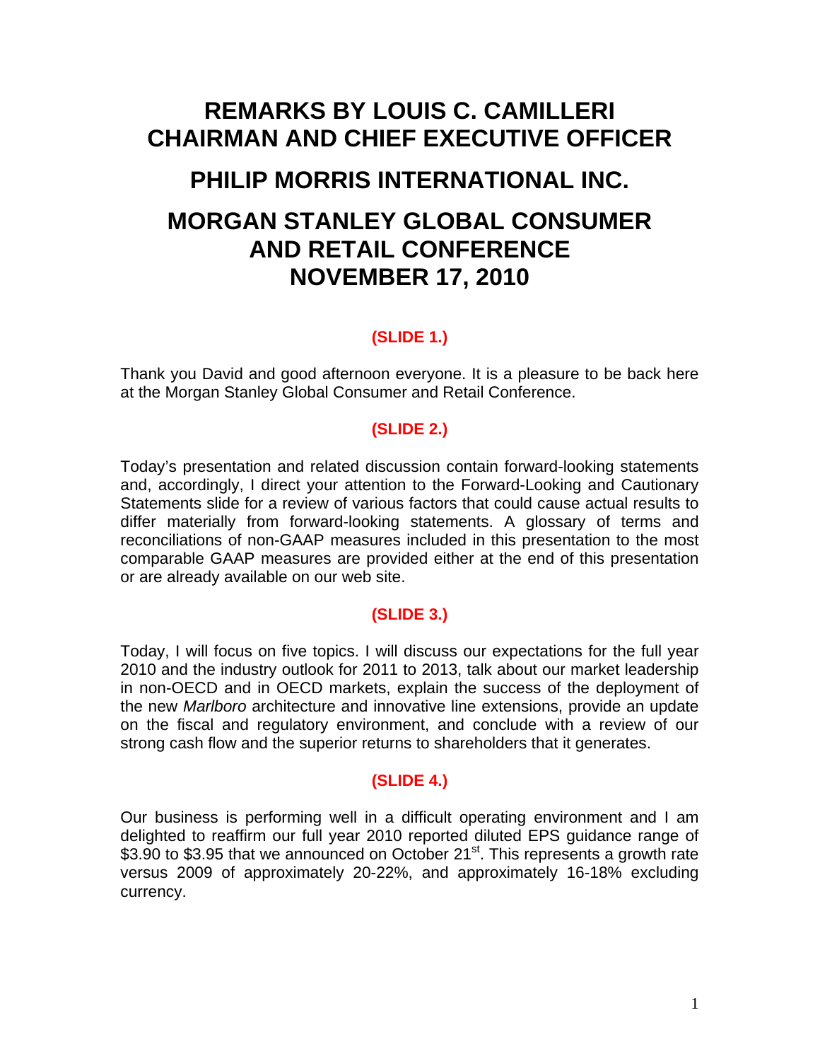# REMARKS BY LOUIS C. CAMILLERI CHAIRMAN AND CHIEF EXECUTIVE OFFICER

# PHILIP MORRIS INTERNATIONAL INC.

# MORGAN STANLEY GLOBAL CONSUMER AND RETAIL CONFERENCE NOVEMBER 17, 2010

**(SLIDE 1.)**

Thank you David and good afternoon everyone. It is a pleasure to be back here at the Morgan Stanley Global Consumer and Retail Conference.

**(SLIDE 2.)**

Today's presentation and related discussion contain forward-looking statements and, accordingly, I direct your attention to the Forward-Looking and Cautionary Statements slide for a review of various factors that could cause actual results to differ materially from forward-looking statements. A glossary of terms and reconciliations of non-GAAP measures included in this presentation to the most comparable GAAP measures are provided either at the end of this presentation or are already available on our web site.

**(SLIDE 3.)**

Today, I will focus on five topics. I will discuss our expectations for the full year 2010 and the industry outlook for 2011 to 2013, talk about our market leadership in non-OECD and in OECD markets, explain the success of the deployment of the new *Marlboro* architecture and innovative line extensions, provide an update on the fiscal and regulatory environment, and conclude with a review of our strong cash flow and the superior returns to shareholders that it generates.

**(SLIDE 4.)**

Our business is performing well in a difficult operating environment and I am delighted to reaffirm our full year 2010 reported diluted EPS guidance range of \$3.90 to \$3.95 that we announced on October 21st. This represents a growth rate versus 2009 of approximately 20-22%, and approximately 16-18% excluding currency.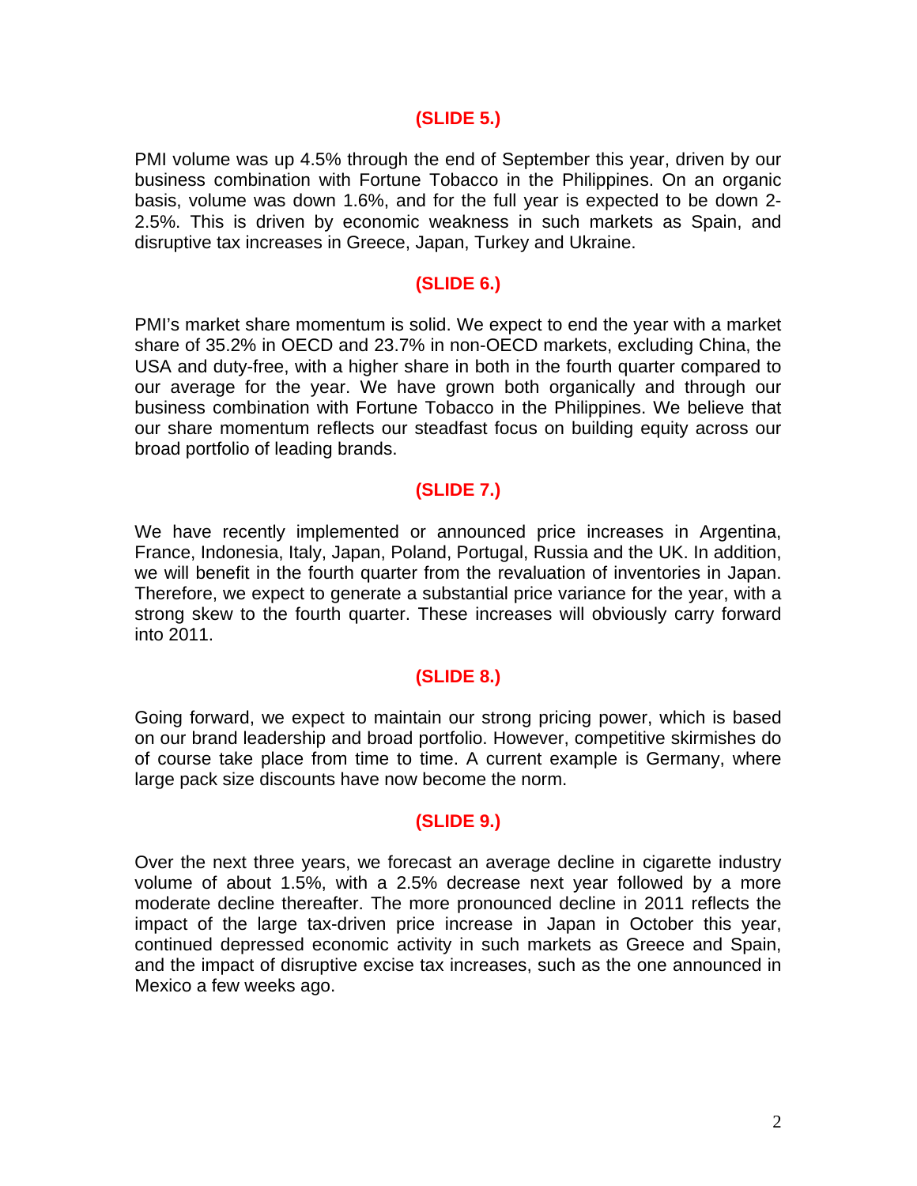**(SLIDE 5.)**

PMI volume was up 4.5% through the end of September this year, driven by our business combination with Fortune Tobacco in the Philippines. On an organic basis, volume was down 1.6%, and for the full year is expected to be down 2-2.5%. This is driven by economic weakness in such markets as Spain, and disruptive tax increases in Greece, Japan, Turkey and Ukraine.

**(SLIDE 6.)**

PMI's market share momentum is solid. We expect to end the year with a market share of 35.2% in OECD and 23.7% in non-OECD markets, excluding China, the USA and duty-free, with a higher share in both in the fourth quarter compared to our average for the year. We have grown both organically and through our business combination with Fortune Tobacco in the Philippines. We believe that our share momentum reflects our steadfast focus on building equity across our broad portfolio of leading brands.

**(SLIDE 7.)**

We have recently implemented or announced price increases in Argentina, France, Indonesia, Italy, Japan, Poland, Portugal, Russia and the UK. In addition, we will benefit in the fourth quarter from the revaluation of inventories in Japan. Therefore, we expect to generate a substantial price variance for the year, with a strong skew to the fourth quarter. These increases will obviously carry forward into 2011.

**(SLIDE 8.)**

Going forward, we expect to maintain our strong pricing power, which is based on our brand leadership and broad portfolio. However, competitive skirmishes do of course take place from time to time. A current example is Germany, where large pack size discounts have now become the norm.

**(SLIDE 9.)**

Over the next three years, we forecast an average decline in cigarette industry volume of about 1.5%, with a 2.5% decrease next year followed by a more moderate decline thereafter. The more pronounced decline in 2011 reflects the impact of the large tax-driven price increase in Japan in October this year, continued depressed economic activity in such markets as Greece and Spain, and the impact of disruptive excise tax increases, such as the one announced in Mexico a few weeks ago.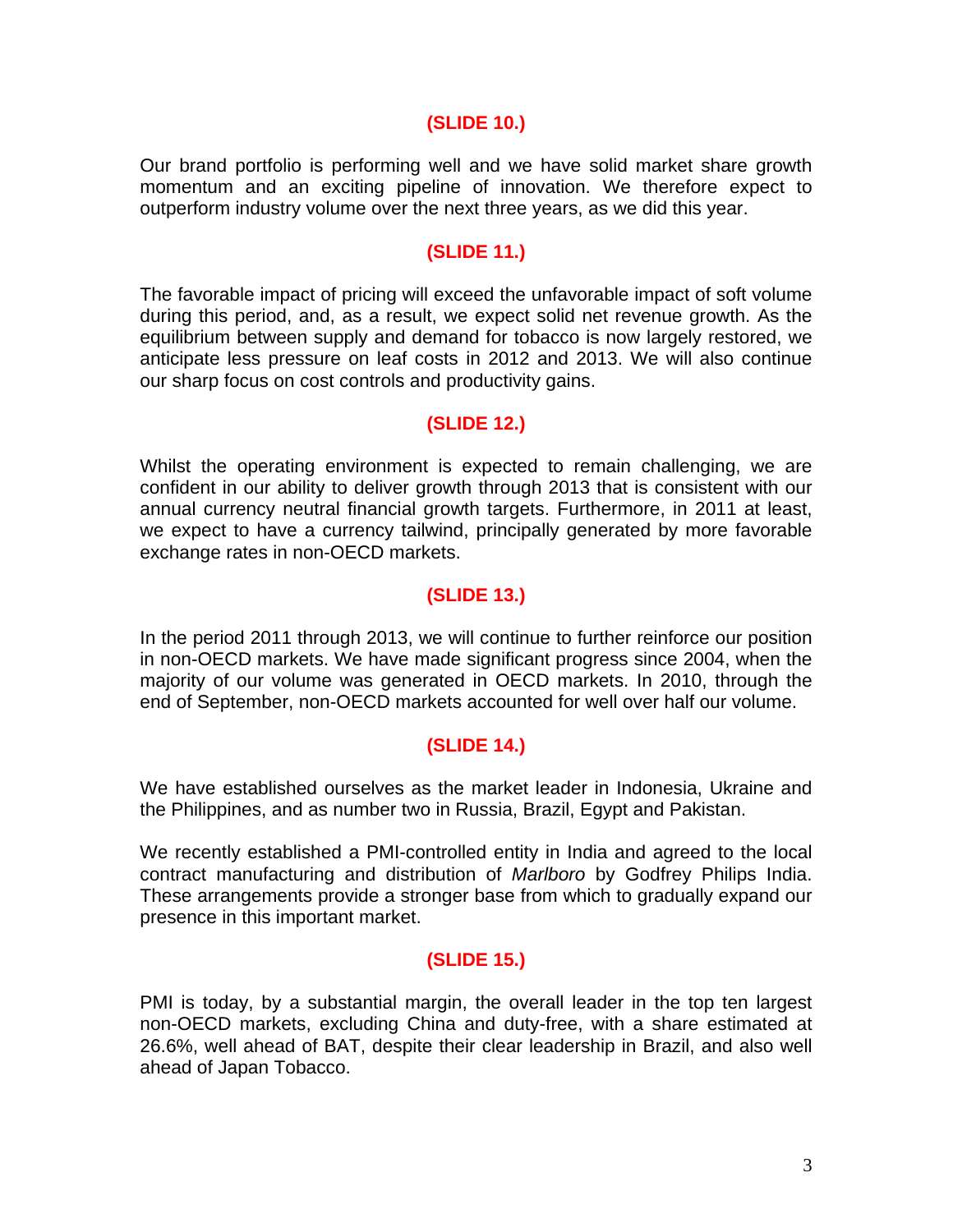**(SLIDE 10.)**

Our brand portfolio is performing well and we have solid market share growth momentum and an exciting pipeline of innovation. We therefore expect to outperform industry volume over the next three years, as we did this year.

**(SLIDE 11.)**

The favorable impact of pricing will exceed the unfavorable impact of soft volume during this period, and, as a result, we expect solid net revenue growth. As the equilibrium between supply and demand for tobacco is now largely restored, we anticipate less pressure on leaf costs in 2012 and 2013. We will also continue our sharp focus on cost controls and productivity gains.

**(SLIDE 12.)**

Whilst the operating environment is expected to remain challenging, we are confident in our ability to deliver growth through 2013 that is consistent with our annual currency neutral financial growth targets. Furthermore, in 2011 at least, we expect to have a currency tailwind, principally generated by more favorable exchange rates in non-OECD markets.

**(SLIDE 13.)**

In the period 2011 through 2013, we will continue to further reinforce our position in non-OECD markets. We have made significant progress since 2004, when the majority of our volume was generated in OECD markets. In 2010, through the end of September, non-OECD markets accounted for well over half our volume.

**(SLIDE 14.)**

We have established ourselves as the market leader in Indonesia, Ukraine and the Philippines, and as number two in Russia, Brazil, Egypt and Pakistan.

We recently established a PMI-controlled entity in India and agreed to the local contract manufacturing and distribution of *Marlboro* by Godfrey Philips India. These arrangements provide a stronger base from which to gradually expand our presence in this important market.

**(SLIDE 15.)**

PMI is today, by a substantial margin, the overall leader in the top ten largest non-OECD markets, excluding China and duty-free, with a share estimated at 26.6%, well ahead of BAT, despite their clear leadership in Brazil, and also well ahead of Japan Tobacco.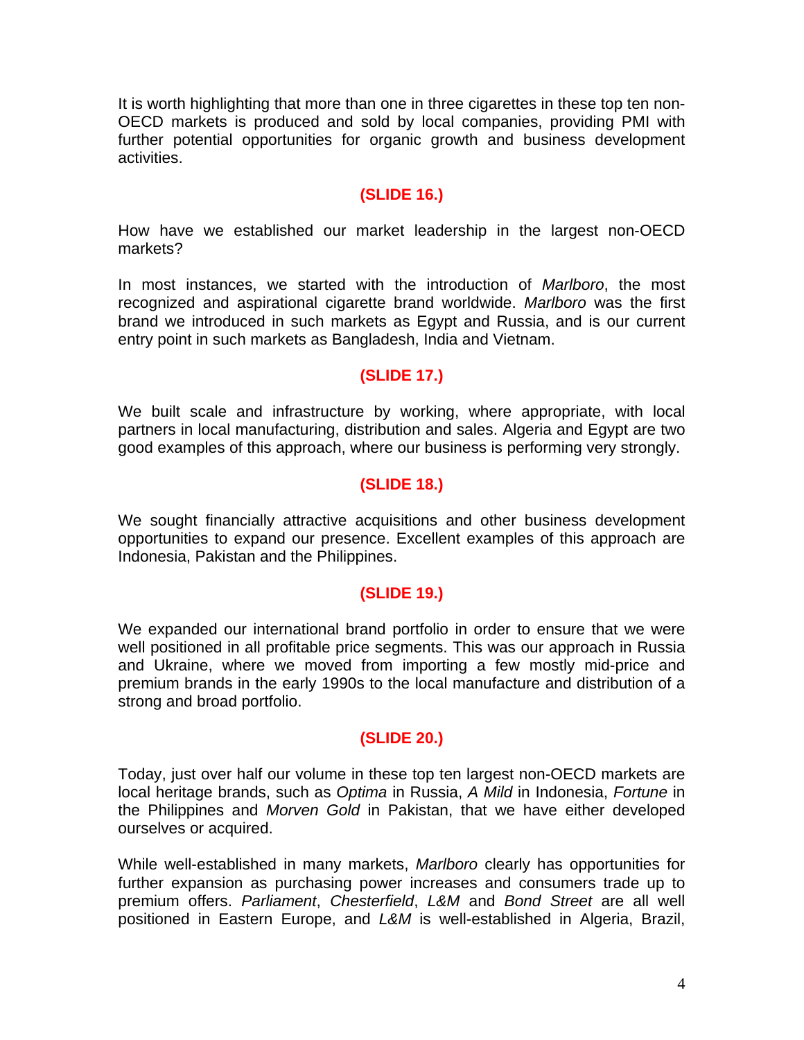It is worth highlighting that more than one in three cigarettes in these top ten non-OECD markets is produced and sold by local companies, providing PMI with further potential opportunities for organic growth and business development activities.

**(SLIDE 16.)**

How have we established our market leadership in the largest non-OECD markets?

In most instances, we started with the introduction of *Marlboro*, the most recognized and aspirational cigarette brand worldwide. *Marlboro* was the first brand we introduced in such markets as Egypt and Russia, and is our current entry point in such markets as Bangladesh, India and Vietnam.

**(SLIDE 17.)**

We built scale and infrastructure by working, where appropriate, with local partners in local manufacturing, distribution and sales. Algeria and Egypt are two good examples of this approach, where our business is performing very strongly.

**(SLIDE 18.)**

We sought financially attractive acquisitions and other business development opportunities to expand our presence. Excellent examples of this approach are Indonesia, Pakistan and the Philippines.

**(SLIDE 19.)**

We expanded our international brand portfolio in order to ensure that we were well positioned in all profitable price segments. This was our approach in Russia and Ukraine, where we moved from importing a few mostly mid-price and premium brands in the early 1990s to the local manufacture and distribution of a strong and broad portfolio.

**(SLIDE 20.)**

Today, just over half our volume in these top ten largest non-OECD markets are local heritage brands, such as *Optima* in Russia, *A Mild* in Indonesia, *Fortune* in the Philippines and *Morven Gold* in Pakistan, that we have either developed ourselves or acquired.

While well-established in many markets, *Marlboro* clearly has opportunities for further expansion as purchasing power increases and consumers trade up to premium offers. *Parliament*, *Chesterfield*, *L&M* and *Bond Street* are all well positioned in Eastern Europe, and *L&M* is well-established in Algeria, Brazil,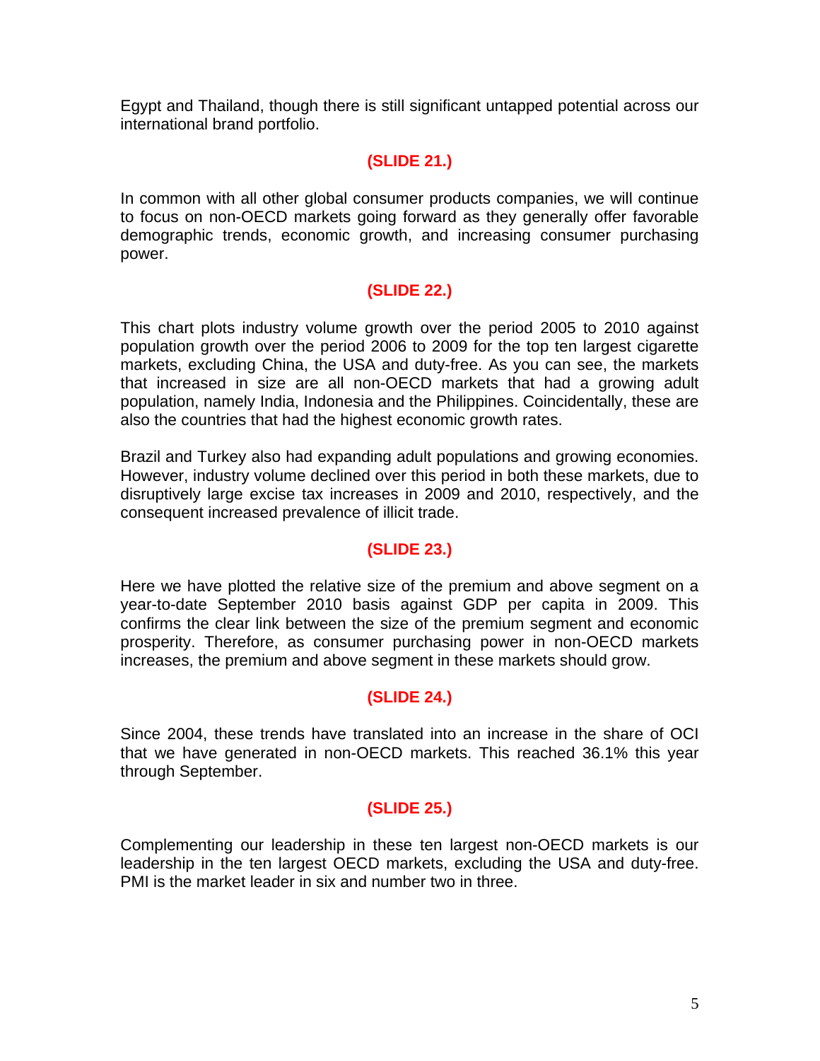Egypt and Thailand, though there is still significant untapped potential across our international brand portfolio.

**(SLIDE 21.)**

In common with all other global consumer products companies, we will continue to focus on non-OECD markets going forward as they generally offer favorable demographic trends, economic growth, and increasing consumer purchasing power.

**(SLIDE 22.)**

This chart plots industry volume growth over the period 2005 to 2010 against population growth over the period 2006 to 2009 for the top ten largest cigarette markets, excluding China, the USA and duty-free. As you can see, the markets that increased in size are all non-OECD markets that had a growing adult population, namely India, Indonesia and the Philippines. Coincidentally, these are also the countries that had the highest economic growth rates.

Brazil and Turkey also had expanding adult populations and growing economies. However, industry volume declined over this period in both these markets, due to disruptively large excise tax increases in 2009 and 2010, respectively, and the consequent increased prevalence of illicit trade.

**(SLIDE 23.)**

Here we have plotted the relative size of the premium and above segment on a year-to-date September 2010 basis against GDP per capita in 2009. This confirms the clear link between the size of the premium segment and economic prosperity. Therefore, as consumer purchasing power in non-OECD markets increases, the premium and above segment in these markets should grow.

**(SLIDE 24.)**

Since 2004, these trends have translated into an increase in the share of OCI that we have generated in non-OECD markets. This reached 36.1% this year through September.

**(SLIDE 25.)**

Complementing our leadership in these ten largest non-OECD markets is our leadership in the ten largest OECD markets, excluding the USA and duty-free. PMI is the market leader in six and number two in three.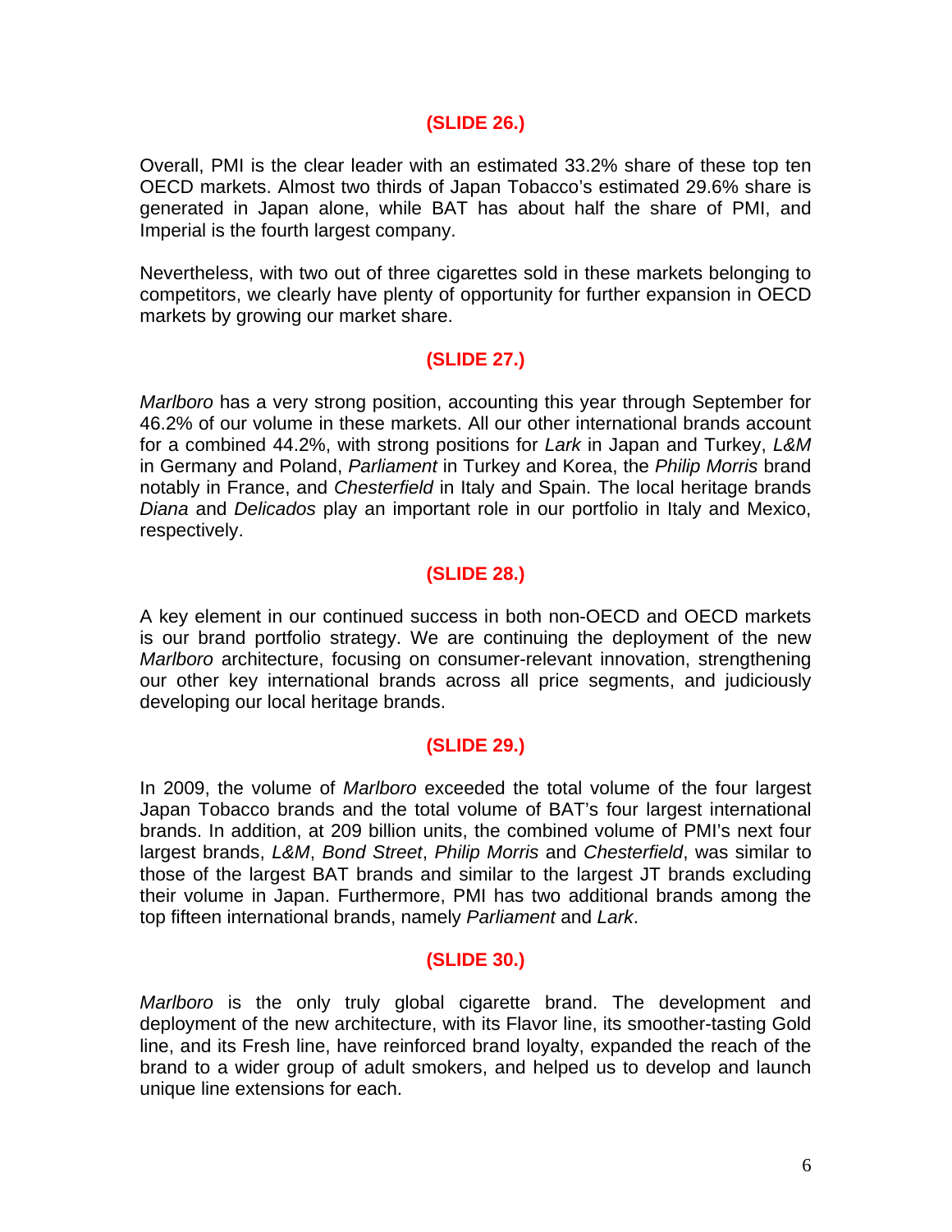**(SLIDE 26.)**

Overall, PMI is the clear leader with an estimated 33.2% share of these top ten OECD markets. Almost two thirds of Japan Tobacco's estimated 29.6% share is generated in Japan alone, while BAT has about half the share of PMI, and Imperial is the fourth largest company.

Nevertheless, with two out of three cigarettes sold in these markets belonging to competitors, we clearly have plenty of opportunity for further expansion in OECD markets by growing our market share.

**(SLIDE 27.)**

*Marlboro* has a very strong position, accounting this year through September for 46.2% of our volume in these markets. All our other international brands account for a combined 44.2%, with strong positions for *Lark* in Japan and Turkey, *L&M* in Germany and Poland, *Parliament* in Turkey and Korea, the *Philip Morris* brand notably in France, and *Chesterfield* in Italy and Spain. The local heritage brands *Diana* and *Delicados* play an important role in our portfolio in Italy and Mexico, respectively.

**(SLIDE 28.)**

A key element in our continued success in both non-OECD and OECD markets is our brand portfolio strategy. We are continuing the deployment of the new *Marlboro* architecture, focusing on consumer-relevant innovation, strengthening our other key international brands across all price segments, and judiciously developing our local heritage brands.

**(SLIDE 29.)**

In 2009, the volume of *Marlboro* exceeded the total volume of the four largest Japan Tobacco brands and the total volume of BAT's four largest international brands. In addition, at 209 billion units, the combined volume of PMI's next four largest brands, *L&M*, *Bond Street*, *Philip Morris* and *Chesterfield*, was similar to those of the largest BAT brands and similar to the largest JT brands excluding their volume in Japan. Furthermore, PMI has two additional brands among the top fifteen international brands, namely *Parliament* and *Lark*.

**(SLIDE 30.)**

*Marlboro* is the only truly global cigarette brand. The development and deployment of the new architecture, with its Flavor line, its smoother-tasting Gold line, and its Fresh line, have reinforced brand loyalty, expanded the reach of the brand to a wider group of adult smokers, and helped us to develop and launch unique line extensions for each.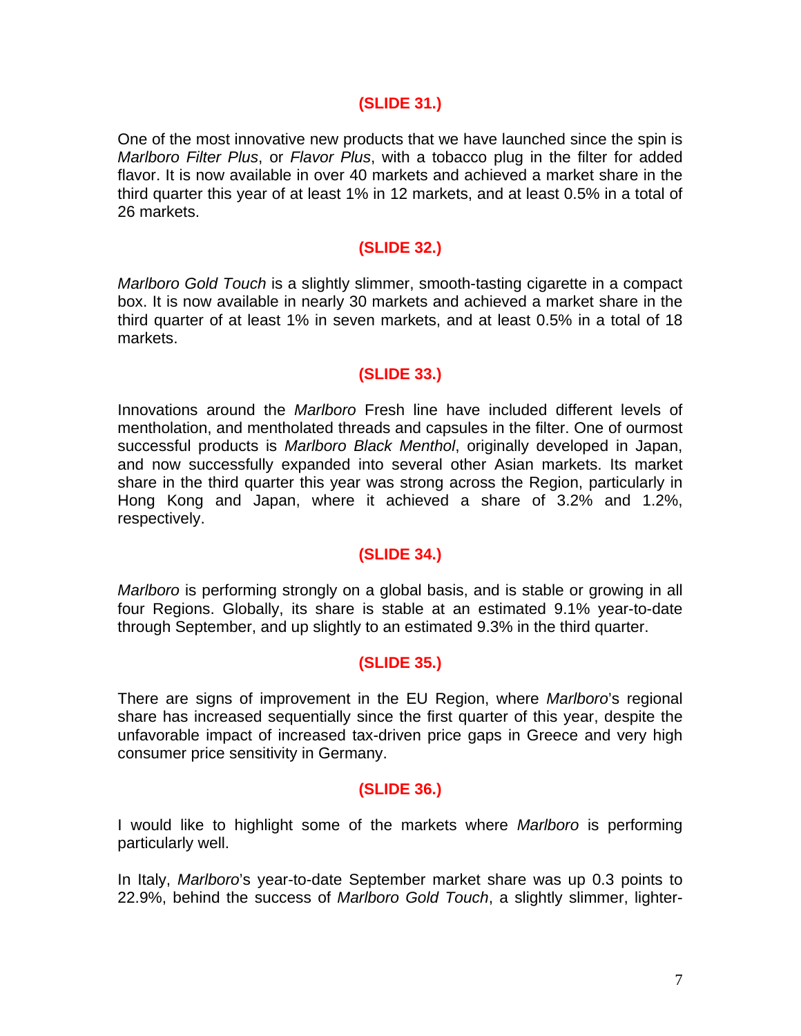**(SLIDE 31.)**

One of the most innovative new products that we have launched since the spin is *Marlboro Filter Plus*, or *Flavor Plus*, with a tobacco plug in the filter for added flavor. It is now available in over 40 markets and achieved a market share in the third quarter this year of at least 1% in 12 markets, and at least 0.5% in a total of 26 markets.

**(SLIDE 32.)**

*Marlboro Gold Touch* is a slightly slimmer, smooth-tasting cigarette in a compact box. It is now available in nearly 30 markets and achieved a market share in the third quarter of at least 1% in seven markets, and at least 0.5% in a total of 18 markets.

**(SLIDE 33.)**

Innovations around the *Marlboro* Fresh line have included different levels of mentholation, and mentholated threads and capsules in the filter. One of ourmost successful products is *Marlboro Black Menthol*, originally developed in Japan, and now successfully expanded into several other Asian markets. Its market share in the third quarter this year was strong across the Region, particularly in Hong Kong and Japan, where it achieved a share of 3.2% and 1.2%, respectively.

**(SLIDE 34.)**

*Marlboro* is performing strongly on a global basis, and is stable or growing in all four Regions. Globally, its share is stable at an estimated 9.1% year-to-date through September, and up slightly to an estimated 9.3% in the third quarter.

**(SLIDE 35.)**

There are signs of improvement in the EU Region, where *Marlboro*'s regional share has increased sequentially since the first quarter of this year, despite the unfavorable impact of increased tax-driven price gaps in Greece and very high consumer price sensitivity in Germany.

**(SLIDE 36.)**

I would like to highlight some of the markets where *Marlboro* is performing particularly well.

In Italy, *Marlboro*'s year-to-date September market share was up 0.3 points to 22.9%, behind the success of *Marlboro Gold Touch*, a slightly slimmer, lighter-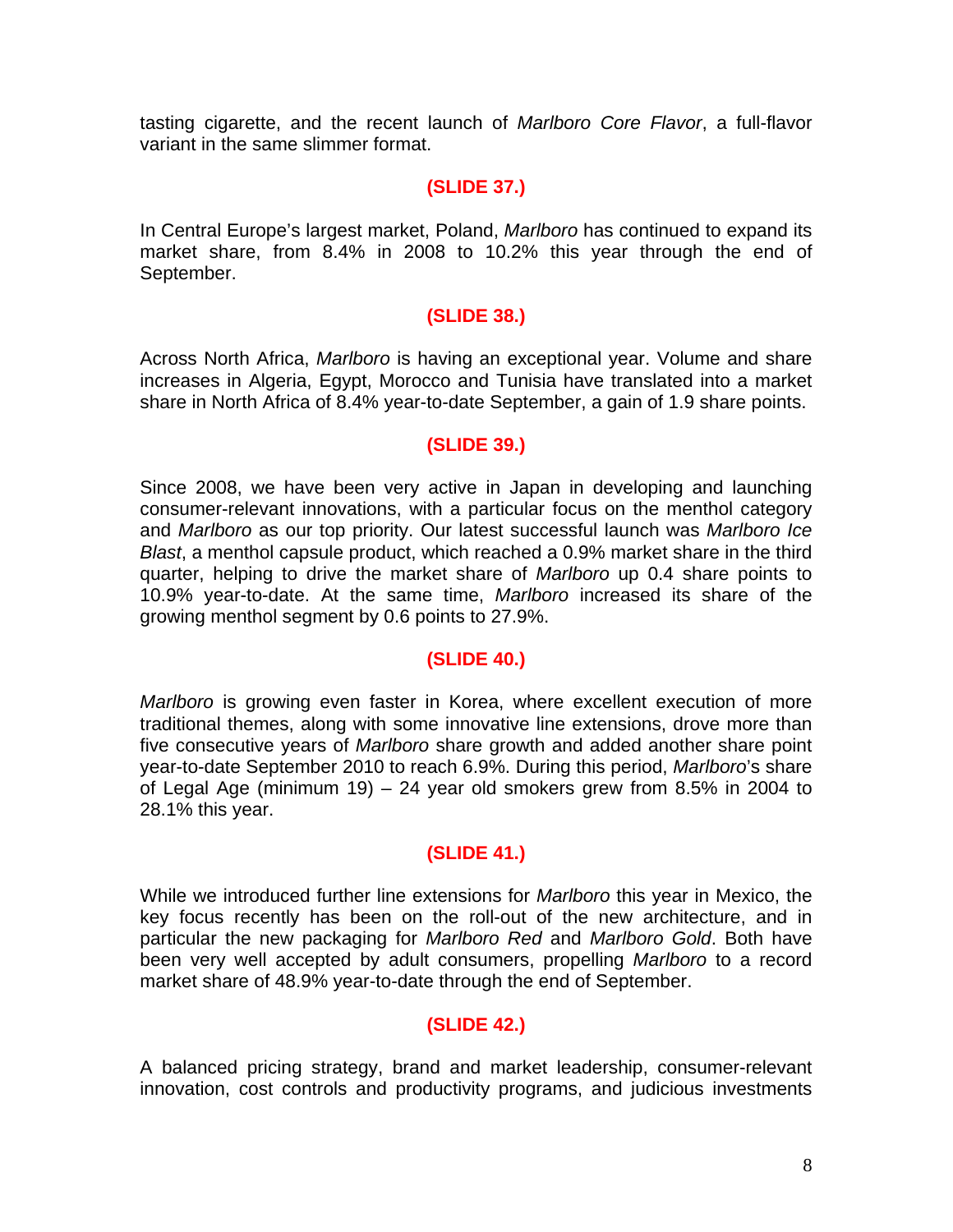tasting cigarette, and the recent launch of *Marlboro Core Flavor*, a full-flavor variant in the same slimmer format.

**(SLIDE 37.)**

In Central Europe's largest market, Poland, *Marlboro* has continued to expand its market share, from 8.4% in 2008 to 10.2% this year through the end of September.

**(SLIDE 38.)**

Across North Africa, *Marlboro* is having an exceptional year. Volume and share increases in Algeria, Egypt, Morocco and Tunisia have translated into a market share in North Africa of 8.4% year-to-date September, a gain of 1.9 share points.

**(SLIDE 39.)**

Since 2008, we have been very active in Japan in developing and launching consumer-relevant innovations, with a particular focus on the menthol category and *Marlboro* as our top priority. Our latest successful launch was *Marlboro Ice Blast*, a menthol capsule product, which reached a 0.9% market share in the third quarter, helping to drive the market share of *Marlboro* up 0.4 share points to 10.9% year-to-date. At the same time, *Marlboro* increased its share of the growing menthol segment by 0.6 points to 27.9%.

**(SLIDE 40.)**

*Marlboro* is growing even faster in Korea, where excellent execution of more traditional themes, along with some innovative line extensions, drove more than five consecutive years of *Marlboro* share growth and added another share point year-to-date September 2010 to reach 6.9%. During this period, *Marlboro*'s share of Legal Age (minimum 19) – 24 year old smokers grew from 8.5% in 2004 to 28.1% this year.

**(SLIDE 41.)**

While we introduced further line extensions for *Marlboro* this year in Mexico, the key focus recently has been on the roll-out of the new architecture, and in particular the new packaging for *Marlboro Red* and *Marlboro Gold*. Both have been very well accepted by adult consumers, propelling *Marlboro* to a record market share of 48.9% year-to-date through the end of September.

**(SLIDE 42.)**

A balanced pricing strategy, brand and market leadership, consumer-relevant innovation, cost controls and productivity programs, and judicious investments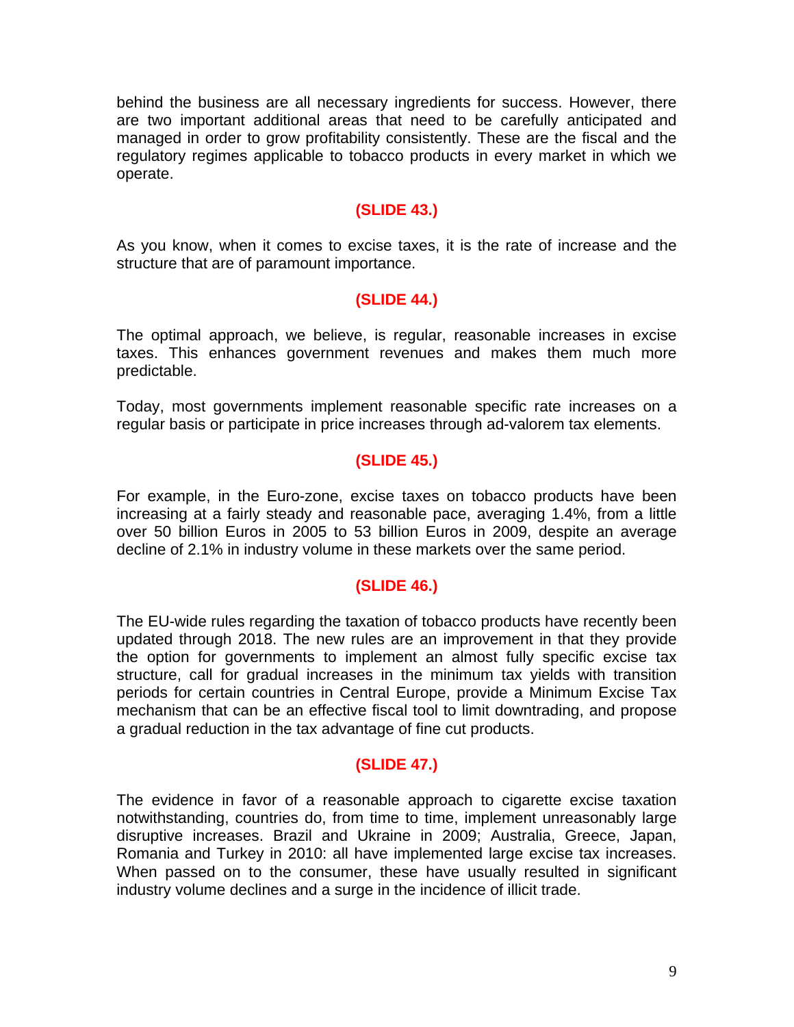behind the business are all necessary ingredients for success. However, there are two important additional areas that need to be carefully anticipated and managed in order to grow profitability consistently. These are the fiscal and the regulatory regimes applicable to tobacco products in every market in which we operate.

**(SLIDE 43.)**

As you know, when it comes to excise taxes, it is the rate of increase and the structure that are of paramount importance.

**(SLIDE 44.)**

The optimal approach, we believe, is regular, reasonable increases in excise taxes. This enhances government revenues and makes them much more predictable.

Today, most governments implement reasonable specific rate increases on a regular basis or participate in price increases through ad-valorem tax elements.

**(SLIDE 45.)**

For example, in the Euro-zone, excise taxes on tobacco products have been increasing at a fairly steady and reasonable pace, averaging 1.4%, from a little over 50 billion Euros in 2005 to 53 billion Euros in 2009, despite an average decline of 2.1% in industry volume in these markets over the same period.

**(SLIDE 46.)**

The EU-wide rules regarding the taxation of tobacco products have recently been updated through 2018. The new rules are an improvement in that they provide the option for governments to implement an almost fully specific excise tax structure, call for gradual increases in the minimum tax yields with transition periods for certain countries in Central Europe, provide a Minimum Excise Tax mechanism that can be an effective fiscal tool to limit downtrading, and propose a gradual reduction in the tax advantage of fine cut products.

**(SLIDE 47.)**

The evidence in favor of a reasonable approach to cigarette excise taxation notwithstanding, countries do, from time to time, implement unreasonably large disruptive increases. Brazil and Ukraine in 2009; Australia, Greece, Japan, Romania and Turkey in 2010: all have implemented large excise tax increases. When passed on to the consumer, these have usually resulted in significant industry volume declines and a surge in the incidence of illicit trade.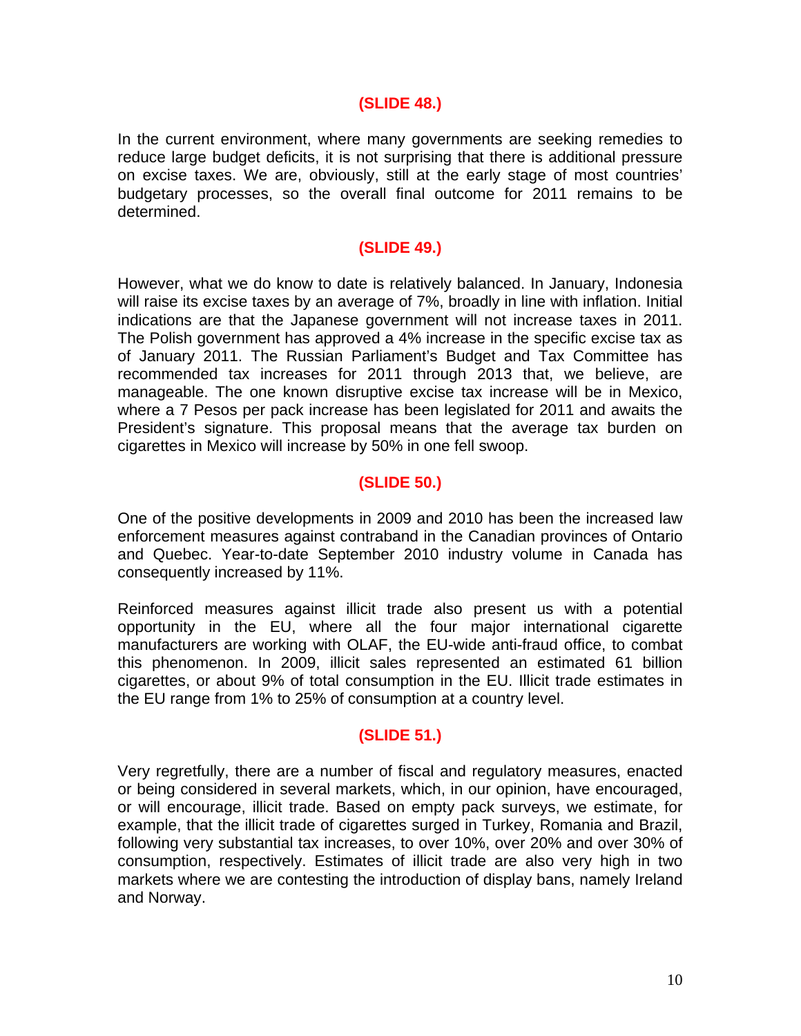**(SLIDE 48.)**

In the current environment, where many governments are seeking remedies to reduce large budget deficits, it is not surprising that there is additional pressure on excise taxes. We are, obviously, still at the early stage of most countries' budgetary processes, so the overall final outcome for 2011 remains to be determined.

**(SLIDE 49.)**

However, what we do know to date is relatively balanced. In January, Indonesia will raise its excise taxes by an average of 7%, broadly in line with inflation. Initial indications are that the Japanese government will not increase taxes in 2011. The Polish government has approved a 4% increase in the specific excise tax as of January 2011. The Russian Parliament's Budget and Tax Committee has recommended tax increases for 2011 through 2013 that, we believe, are manageable. The one known disruptive excise tax increase will be in Mexico, where a 7 Pesos per pack increase has been legislated for 2011 and awaits the President's signature. This proposal means that the average tax burden on cigarettes in Mexico will increase by 50% in one fell swoop.

**(SLIDE 50.)**

One of the positive developments in 2009 and 2010 has been the increased law enforcement measures against contraband in the Canadian provinces of Ontario and Quebec. Year-to-date September 2010 industry volume in Canada has consequently increased by 11%.

Reinforced measures against illicit trade also present us with a potential opportunity in the EU, where all the four major international cigarette manufacturers are working with OLAF, the EU-wide anti-fraud office, to combat this phenomenon. In 2009, illicit sales represented an estimated 61 billion cigarettes, or about 9% of total consumption in the EU. Illicit trade estimates in the EU range from 1% to 25% of consumption at a country level.

**(SLIDE 51.)**

Very regretfully, there are a number of fiscal and regulatory measures, enacted or being considered in several markets, which, in our opinion, have encouraged, or will encourage, illicit trade. Based on empty pack surveys, we estimate, for example, that the illicit trade of cigarettes surged in Turkey, Romania and Brazil, following very substantial tax increases, to over 10%, over 20% and over 30% of consumption, respectively. Estimates of illicit trade are also very high in two markets where we are contesting the introduction of display bans, namely Ireland and Norway.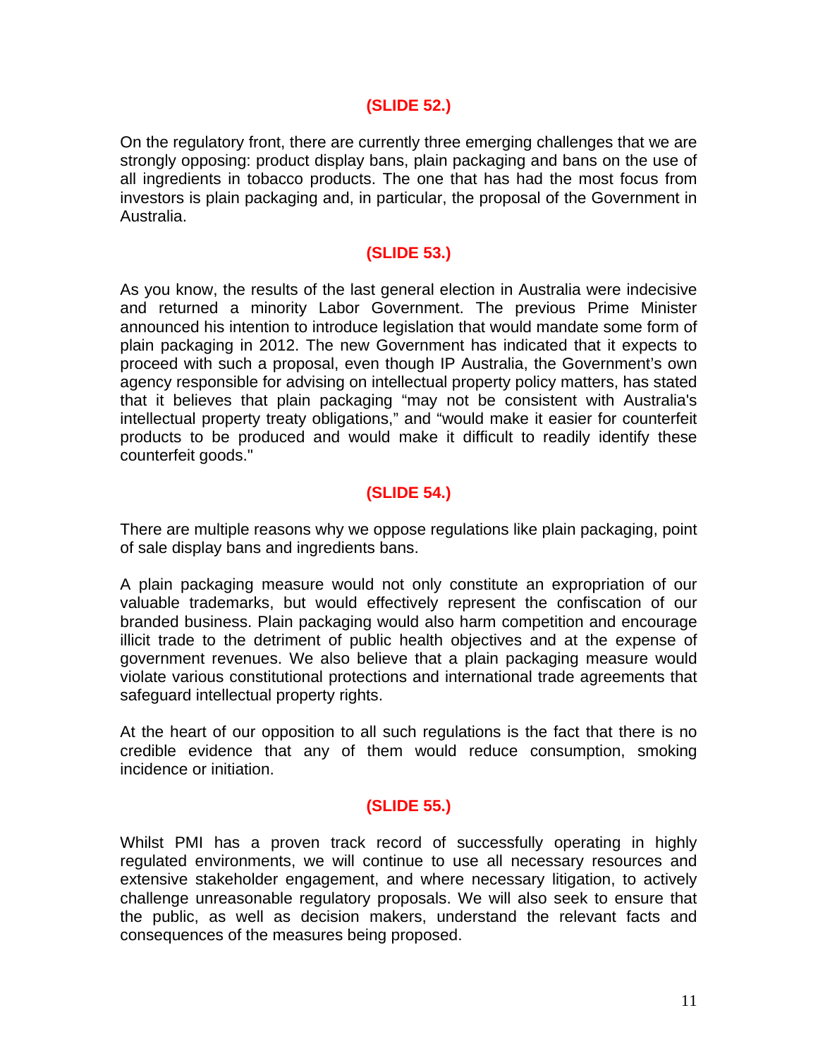**(SLIDE 52.)**

On the regulatory front, there are currently three emerging challenges that we are strongly opposing: product display bans, plain packaging and bans on the use of all ingredients in tobacco products. The one that has had the most focus from investors is plain packaging and, in particular, the proposal of the Government in Australia.

**(SLIDE 53.)**

As you know, the results of the last general election in Australia were indecisive and returned a minority Labor Government. The previous Prime Minister announced his intention to introduce legislation that would mandate some form of plain packaging in 2012. The new Government has indicated that it expects to proceed with such a proposal, even though IP Australia, the Government's own agency responsible for advising on intellectual property policy matters, has stated that it believes that plain packaging "may not be consistent with Australia's intellectual property treaty obligations," and "would make it easier for counterfeit products to be produced and would make it difficult to readily identify these counterfeit goods."

**(SLIDE 54.)**

There are multiple reasons why we oppose regulations like plain packaging, point of sale display bans and ingredients bans.

A plain packaging measure would not only constitute an expropriation of our valuable trademarks, but would effectively represent the confiscation of our branded business. Plain packaging would also harm competition and encourage illicit trade to the detriment of public health objectives and at the expense of government revenues. We also believe that a plain packaging measure would violate various constitutional protections and international trade agreements that safeguard intellectual property rights.

At the heart of our opposition to all such regulations is the fact that there is no credible evidence that any of them would reduce consumption, smoking incidence or initiation.

**(SLIDE 55.)**

Whilst PMI has a proven track record of successfully operating in highly regulated environments, we will continue to use all necessary resources and extensive stakeholder engagement, and where necessary litigation, to actively challenge unreasonable regulatory proposals. We will also seek to ensure that the public, as well as decision makers, understand the relevant facts and consequences of the measures being proposed.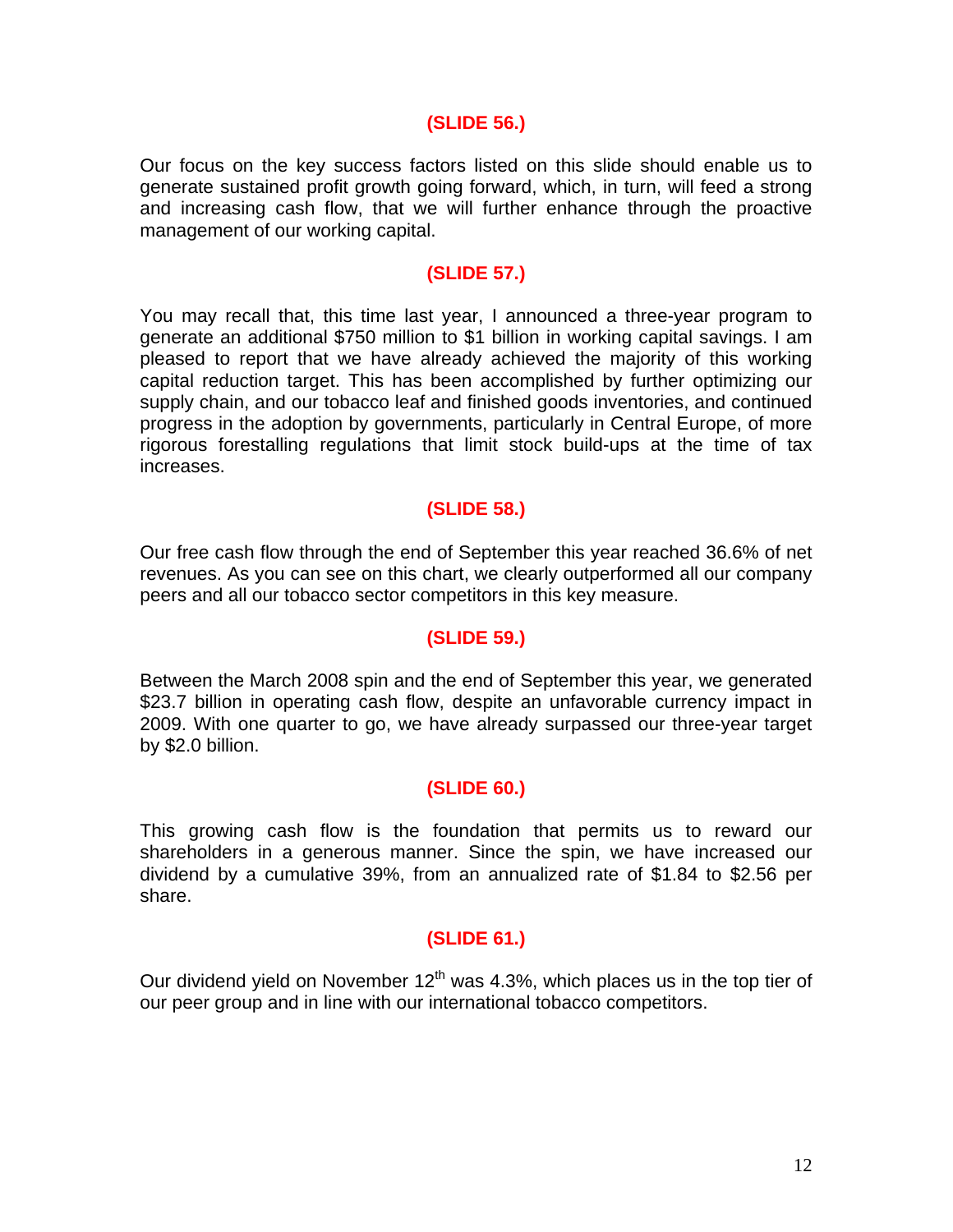**(SLIDE 56.)**

Our focus on the key success factors listed on this slide should enable us to generate sustained profit growth going forward, which, in turn, will feed a strong and increasing cash flow, that we will further enhance through the proactive management of our working capital.

**(SLIDE 57.)**

You may recall that, this time last year, I announced a three-year program to generate an additional $750 million to $1 billion in working capital savings. I am pleased to report that we have already achieved the majority of this working capital reduction target. This has been accomplished by further optimizing our supply chain, and our tobacco leaf and finished goods inventories, and continued progress in the adoption by governments, particularly in Central Europe, of more rigorous forestalling regulations that limit stock build-ups at the time of tax increases.

**(SLIDE 58.)**

Our free cash flow through the end of September this year reached 36.6% of net revenues. As you can see on this chart, we clearly outperformed all our company peers and all our tobacco sector competitors in this key measure.

**(SLIDE 59.)**

Between the March 2008 spin and the end of September this year, we generated $23.7 billion in operating cash flow, despite an unfavorable currency impact in 2009. With one quarter to go, we have already surpassed our three-year target by $2.0 billion.

**(SLIDE 60.)**

This growing cash flow is the foundation that permits us to reward our shareholders in a generous manner. Since the spin, we have increased our dividend by a cumulative 39%, from an annualized rate of $1.84 to $2.56 per share.

**(SLIDE 61.)**

Our dividend yield on November 12th was 4.3%, which places us in the top tier of our peer group and in line with our international tobacco competitors.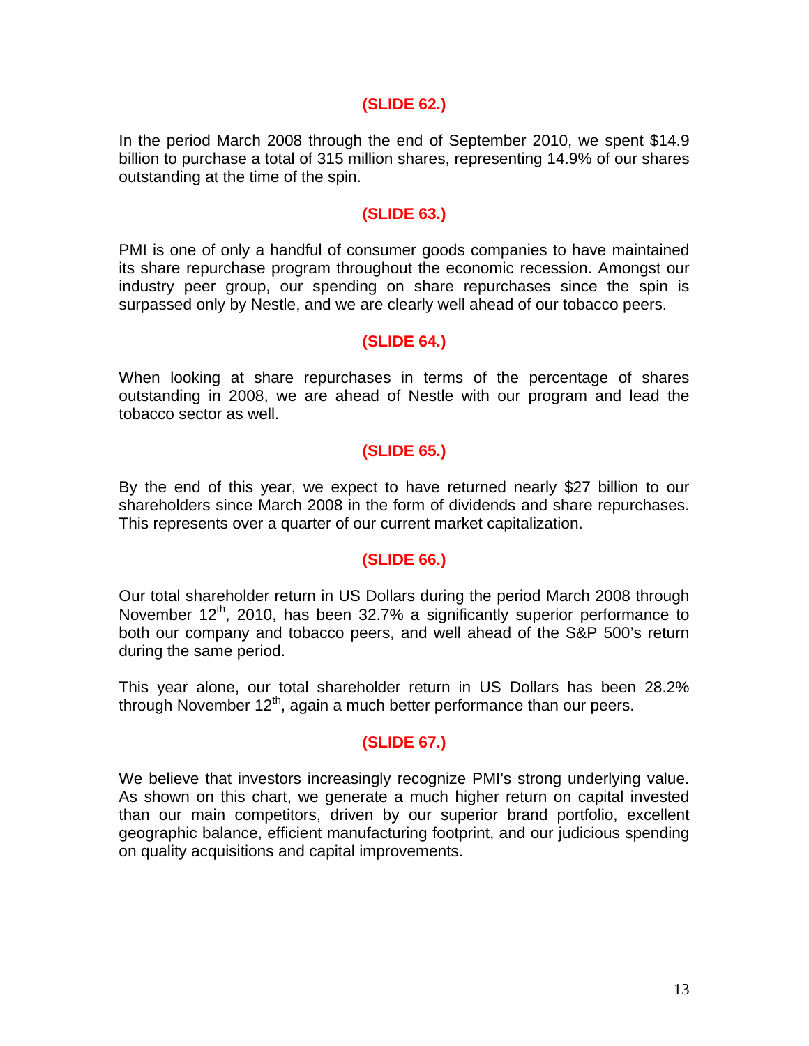**(SLIDE 62.)**

In the period March 2008 through the end of September 2010, we spent $14.9 billion to purchase a total of 315 million shares, representing 14.9% of our shares outstanding at the time of the spin.

**(SLIDE 63.)**

PMI is one of only a handful of consumer goods companies to have maintained its share repurchase program throughout the economic recession. Amongst our industry peer group, our spending on share repurchases since the spin is surpassed only by Nestle, and we are clearly well ahead of our tobacco peers.

**(SLIDE 64.)**

When looking at share repurchases in terms of the percentage of shares outstanding in 2008, we are ahead of Nestle with our program and lead the tobacco sector as well.

**(SLIDE 65.)**

By the end of this year, we expect to have returned nearly $27 billion to our shareholders since March 2008 in the form of dividends and share repurchases. This represents over a quarter of our current market capitalization.

**(SLIDE 66.)**

Our total shareholder return in US Dollars during the period March 2008 through November 12th, 2010, has been 32.7% a significantly superior performance to both our company and tobacco peers, and well ahead of the S&P 500's return during the same period.

This year alone, our total shareholder return in US Dollars has been 28.2% through November 12th, again a much better performance than our peers.

**(SLIDE 67.)**

We believe that investors increasingly recognize PMI's strong underlying value. As shown on this chart, we generate a much higher return on capital invested than our main competitors, driven by our superior brand portfolio, excellent geographic balance, efficient manufacturing footprint, and our judicious spending on quality acquisitions and capital improvements.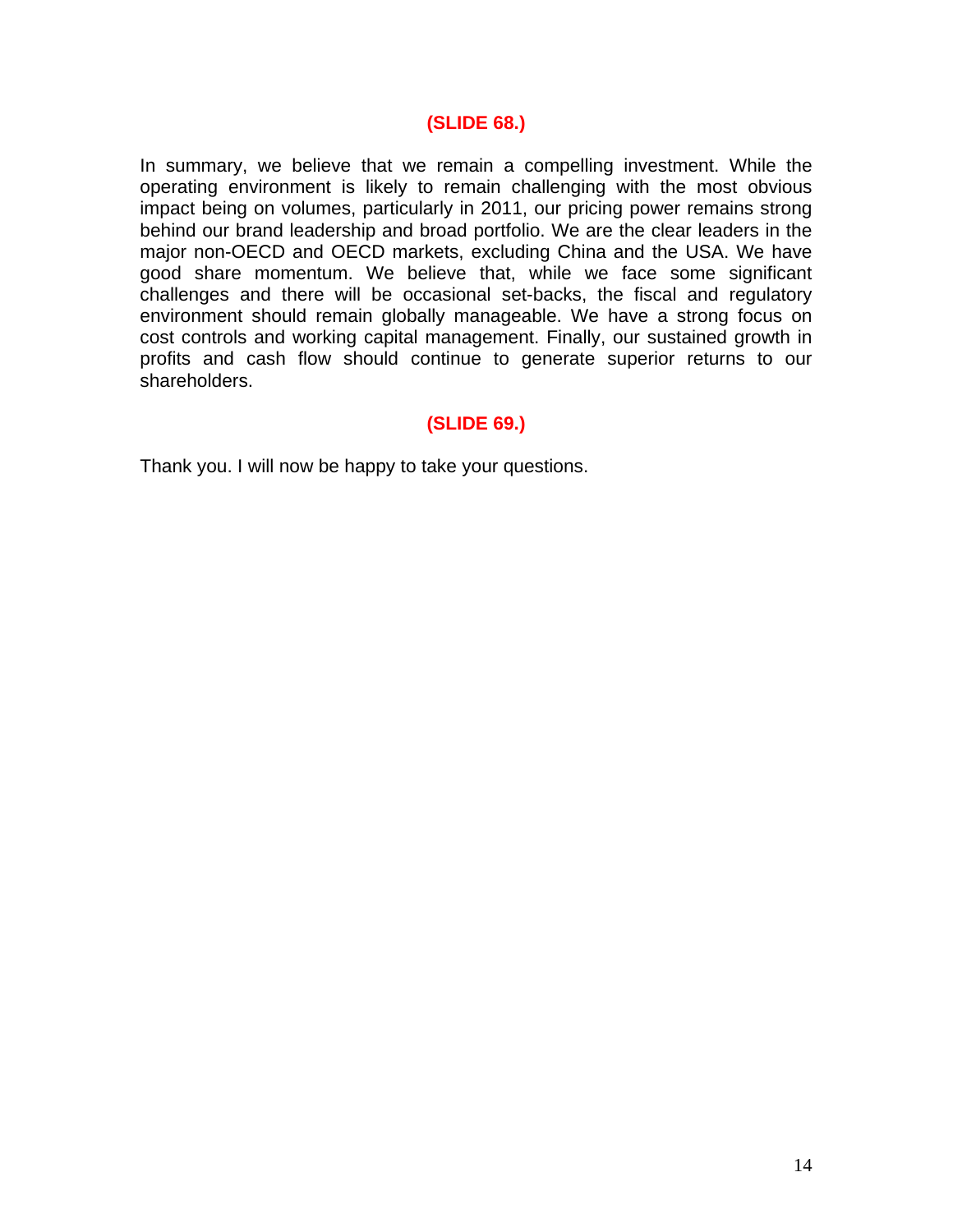**(SLIDE 68.)**

In summary, we believe that we remain a compelling investment. While the operating environment is likely to remain challenging with the most obvious impact being on volumes, particularly in 2011, our pricing power remains strong behind our brand leadership and broad portfolio. We are the clear leaders in the major non-OECD and OECD markets, excluding China and the USA. We have good share momentum. We believe that, while we face some significant challenges and there will be occasional set-backs, the fiscal and regulatory environment should remain globally manageable. We have a strong focus on cost controls and working capital management. Finally, our sustained growth in profits and cash flow should continue to generate superior returns to our shareholders.

**(SLIDE 69.)**

Thank you. I will now be happy to take your questions.